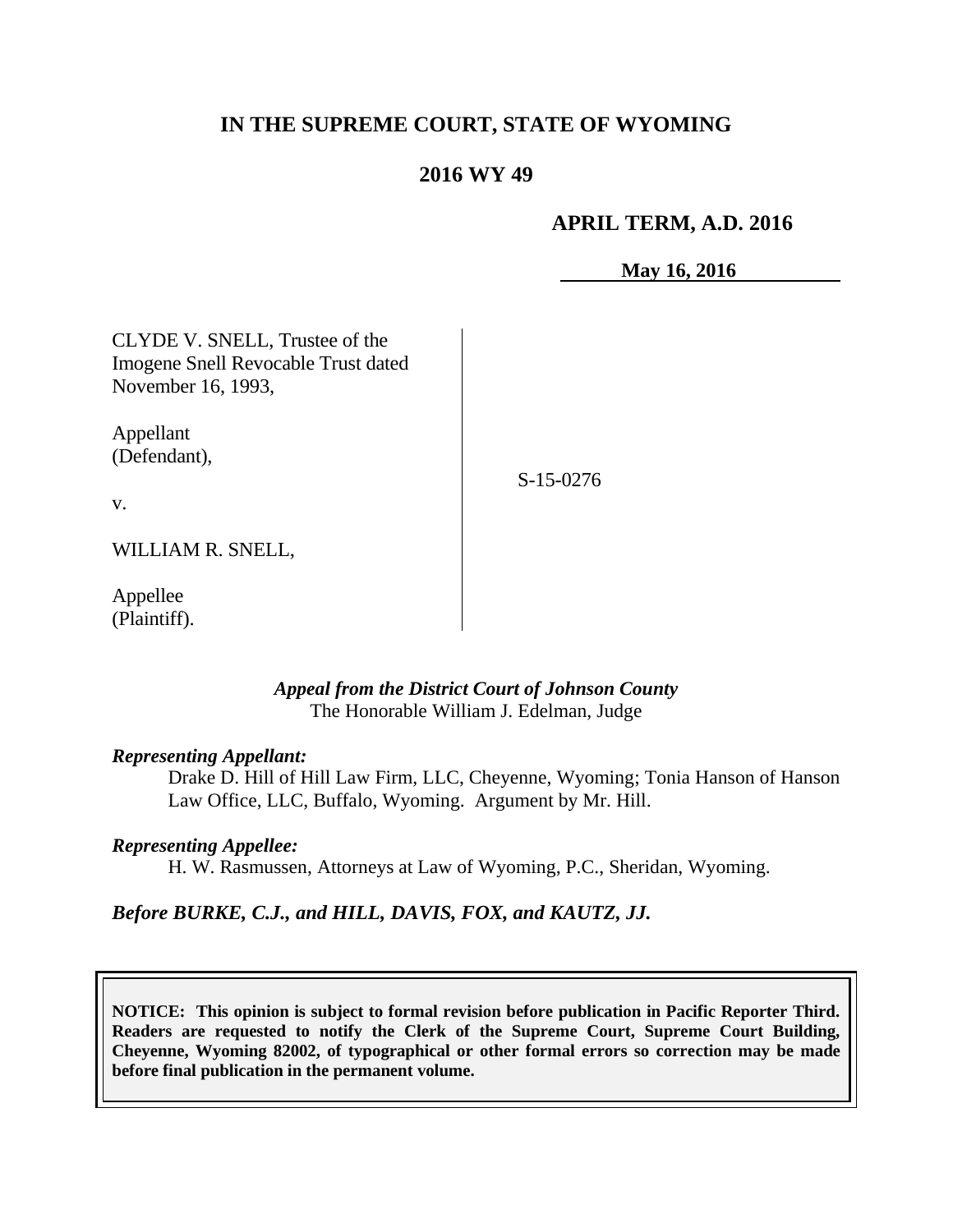# IN THE SUPREME COURT, STATE OF WYOMING

## 2016 WY 49

**APRIL TERM, A.D. 2016**

**May 16, 2016**

| | |
|---|---|
| CLYDE V. SNELL, Trustee of the Imogene Snell Revocable Trust dated November 16, 1993,<br><br>Appellant (Defendant),<br><br>v.<br><br>WILLIAM R. SNELL,<br><br>Appellee (Plaintiff). | S-15-0276 |

***Appeal from the District Court of Johnson County***
The Honorable William J. Edelman, Judge

***Representing Appellant:***

Drake D. Hill of Hill Law Firm, LLC, Cheyenne, Wyoming; Tonia Hanson of Hanson Law Office, LLC, Buffalo, Wyoming. Argument by Mr. Hill.

***Representing Appellee:***

H. W. Rasmussen, Attorneys at Law of Wyoming, P.C., Sheridan, Wyoming.

***Before BURKE, C.J., and HILL, DAVIS, FOX, and KAUTZ, JJ.***

**NOTICE: This opinion is subject to formal revision before publication in Pacific Reporter Third. Readers are requested to notify the Clerk of the Supreme Court, Supreme Court Building, Cheyenne, Wyoming 82002, of typographical or other formal errors so correction may be made before final publication in the permanent volume.**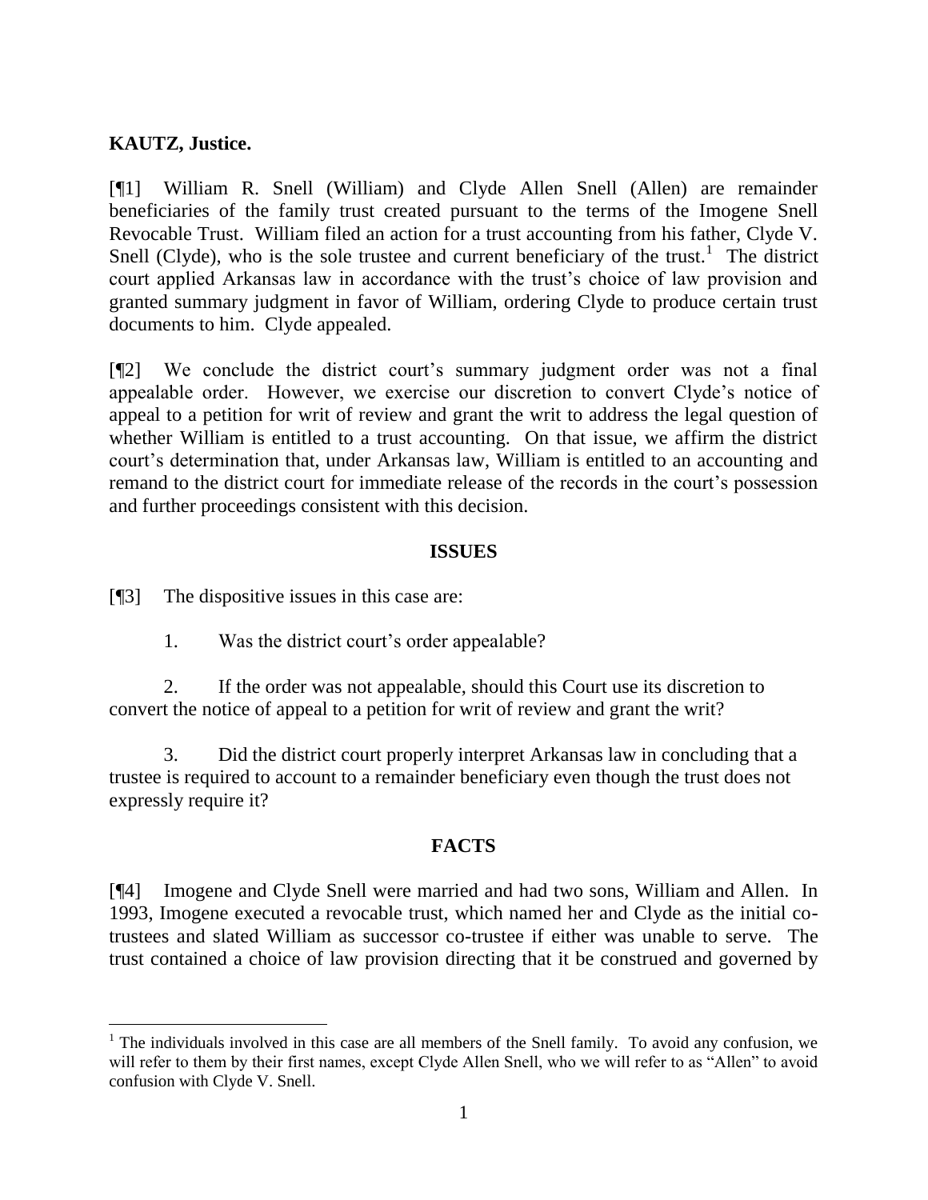**KAUTZ, Justice.**

[¶1] William R. Snell (William) and Clyde Allen Snell (Allen) are remainder beneficiaries of the family trust created pursuant to the terms of the Imogene Snell Revocable Trust. William filed an action for a trust accounting from his father, Clyde V. Snell (Clyde), who is the sole trustee and current beneficiary of the trust.[1] The district court applied Arkansas law in accordance with the trust's choice of law provision and granted summary judgment in favor of William, ordering Clyde to produce certain trust documents to him. Clyde appealed.

[¶2] We conclude the district court's summary judgment order was not a final appealable order. However, we exercise our discretion to convert Clyde's notice of appeal to a petition for writ of review and grant the writ to address the legal question of whether William is entitled to a trust accounting. On that issue, we affirm the district court's determination that, under Arkansas law, William is entitled to an accounting and remand to the district court for immediate release of the records in the court's possession and further proceedings consistent with this decision.

## ISSUES

[¶3] The dispositive issues in this case are:

1. Was the district court's order appealable?

2. If the order was not appealable, should this Court use its discretion to convert the notice of appeal to a petition for writ of review and grant the writ?

3. Did the district court properly interpret Arkansas law in concluding that a trustee is required to account to a remainder beneficiary even though the trust does not expressly require it?

## FACTS

[¶4] Imogene and Clyde Snell were married and had two sons, William and Allen. In 1993, Imogene executed a revocable trust, which named her and Clyde as the initial co-trustees and slated William as successor co-trustee if either was unable to serve. The trust contained a choice of law provision directing that it be construed and governed by

---

[1] The individuals involved in this case are all members of the Snell family. To avoid any confusion, we will refer to them by their first names, except Clyde Allen Snell, who we will refer to as "Allen" to avoid confusion with Clyde V. Snell.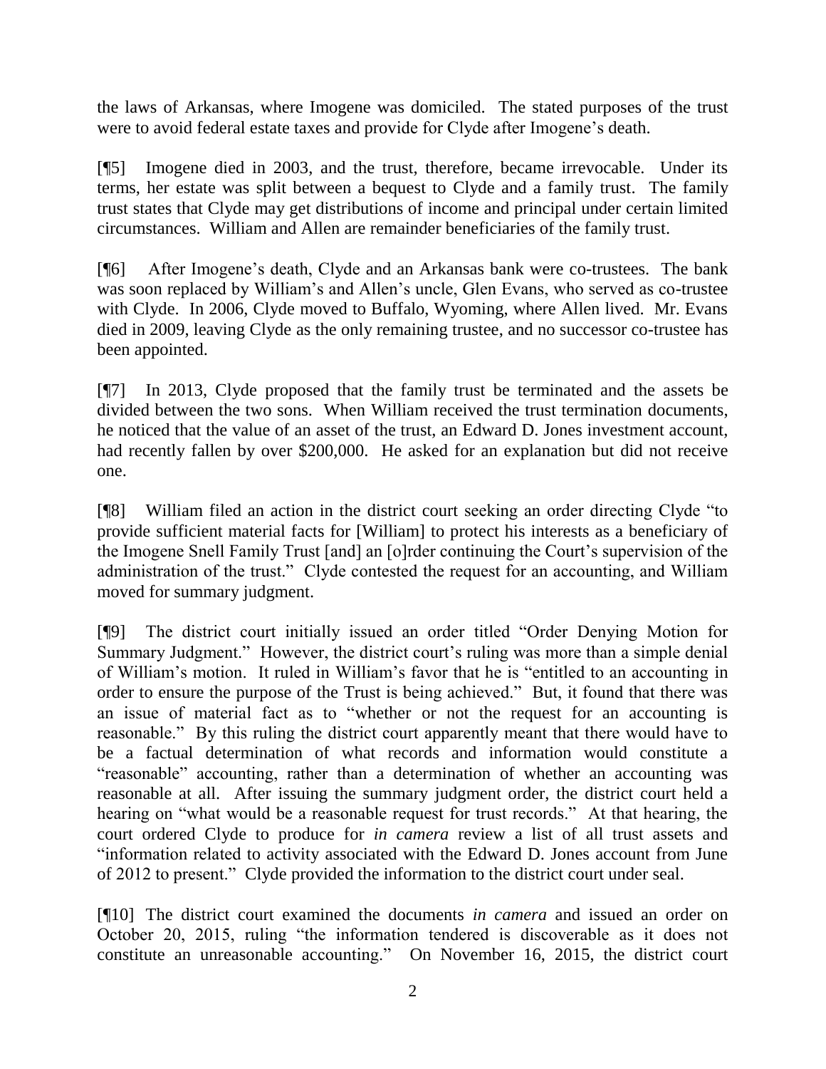the laws of Arkansas, where Imogene was domiciled. The stated purposes of the trust were to avoid federal estate taxes and provide for Clyde after Imogene's death.

[¶5] Imogene died in 2003, and the trust, therefore, became irrevocable. Under its terms, her estate was split between a bequest to Clyde and a family trust. The family trust states that Clyde may get distributions of income and principal under certain limited circumstances. William and Allen are remainder beneficiaries of the family trust.

[¶6] After Imogene's death, Clyde and an Arkansas bank were co-trustees. The bank was soon replaced by William's and Allen's uncle, Glen Evans, who served as co-trustee with Clyde. In 2006, Clyde moved to Buffalo, Wyoming, where Allen lived. Mr. Evans died in 2009, leaving Clyde as the only remaining trustee, and no successor co-trustee has been appointed.

[¶7] In 2013, Clyde proposed that the family trust be terminated and the assets be divided between the two sons. When William received the trust termination documents, he noticed that the value of an asset of the trust, an Edward D. Jones investment account, had recently fallen by over $200,000. He asked for an explanation but did not receive one.

[¶8] William filed an action in the district court seeking an order directing Clyde "to provide sufficient material facts for [William] to protect his interests as a beneficiary of the Imogene Snell Family Trust [and] an [o]rder continuing the Court's supervision of the administration of the trust." Clyde contested the request for an accounting, and William moved for summary judgment.

[¶9] The district court initially issued an order titled "Order Denying Motion for Summary Judgment." However, the district court's ruling was more than a simple denial of William's motion. It ruled in William's favor that he is "entitled to an accounting in order to ensure the purpose of the Trust is being achieved." But, it found that there was an issue of material fact as to "whether or not the request for an accounting is reasonable." By this ruling the district court apparently meant that there would have to be a factual determination of what records and information would constitute a "reasonable" accounting, rather than a determination of whether an accounting was reasonable at all. After issuing the summary judgment order, the district court held a hearing on "what would be a reasonable request for trust records." At that hearing, the court ordered Clyde to produce for *in camera* review a list of all trust assets and "information related to activity associated with the Edward D. Jones account from June of 2012 to present." Clyde provided the information to the district court under seal.

[¶10] The district court examined the documents *in camera* and issued an order on October 20, 2015, ruling "the information tendered is discoverable as it does not constitute an unreasonable accounting." On November 16, 2015, the district court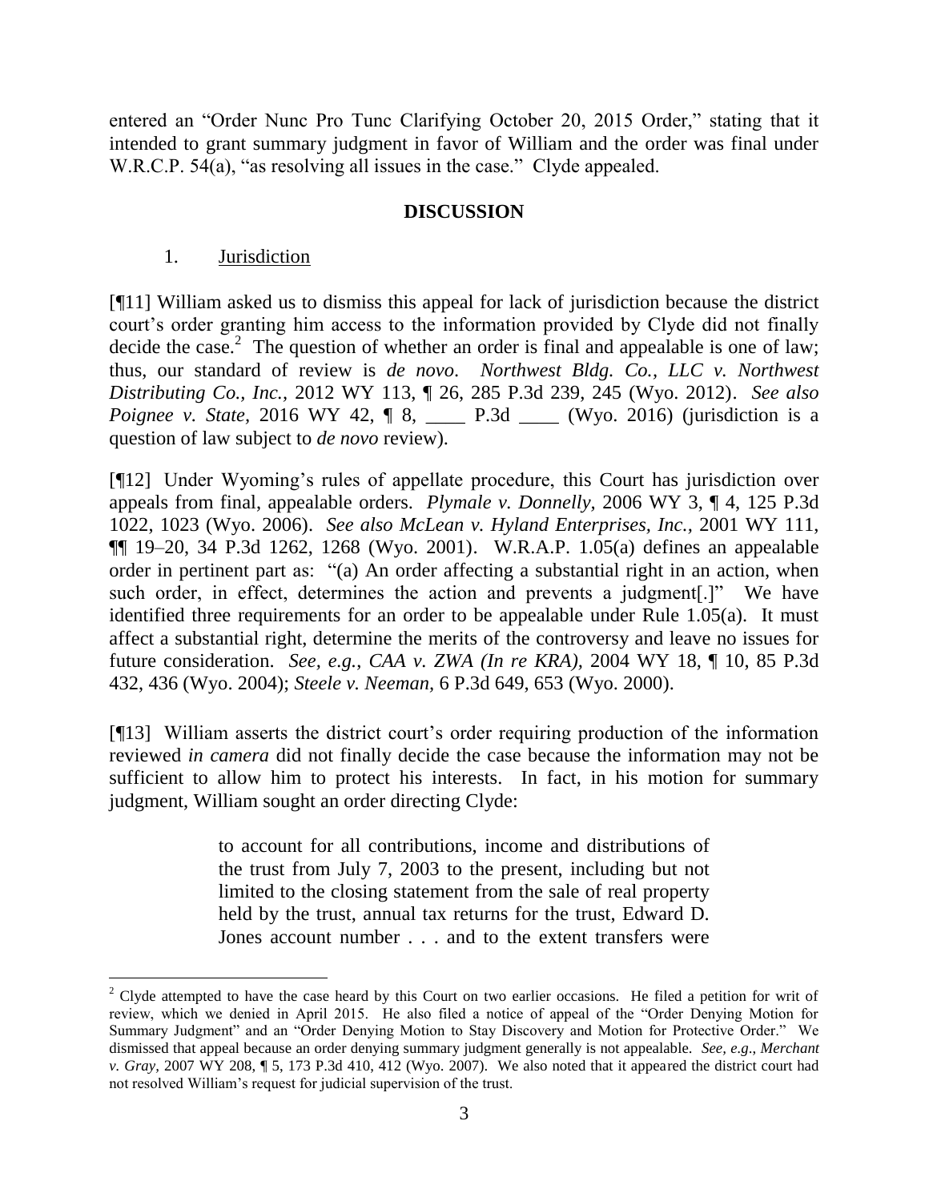entered an "Order Nunc Pro Tunc Clarifying October 20, 2015 Order," stating that it intended to grant summary judgment in favor of William and the order was final under W.R.C.P. 54(a), "as resolving all issues in the case." Clyde appealed.

## DISCUSSION

1. Jurisdiction

[¶11] William asked us to dismiss this appeal for lack of jurisdiction because the district court's order granting him access to the information provided by Clyde did not finally decide the case.[2] The question of whether an order is final and appealable is one of law; thus, our standard of review is *de novo*. *Northwest Bldg. Co., LLC v. Northwest Distributing Co., Inc.,* 2012 WY 113, ¶ 26, 285 P.3d 239, 245 (Wyo. 2012). *See also Poignee v. State,* 2016 WY 42, ¶ 8, ____ P.3d ____ (Wyo. 2016) (jurisdiction is a question of law subject to *de novo* review).

[¶12] Under Wyoming's rules of appellate procedure, this Court has jurisdiction over appeals from final, appealable orders. *Plymale v. Donnelly,* 2006 WY 3, ¶ 4, 125 P.3d 1022, 1023 (Wyo. 2006). *See also McLean v. Hyland Enterprises, Inc.,* 2001 WY 111, ¶¶ 19–20, 34 P.3d 1262, 1268 (Wyo. 2001). W.R.A.P. 1.05(a) defines an appealable order in pertinent part as: "(a) An order affecting a substantial right in an action, when such order, in effect, determines the action and prevents a judgment[.]" We have identified three requirements for an order to be appealable under Rule 1.05(a). It must affect a substantial right, determine the merits of the controversy and leave no issues for future consideration. *See, e.g., CAA v. ZWA (In re KRA),* 2004 WY 18, ¶ 10, 85 P.3d 432, 436 (Wyo. 2004); *Steele v. Neeman,* 6 P.3d 649, 653 (Wyo. 2000).

[¶13] William asserts the district court's order requiring production of the information reviewed *in camera* did not finally decide the case because the information may not be sufficient to allow him to protect his interests. In fact, in his motion for summary judgment, William sought an order directing Clyde:

> to account for all contributions, income and distributions of the trust from July 7, 2003 to the present, including but not limited to the closing statement from the sale of real property held by the trust, annual tax returns for the trust, Edward D. Jones account number . . . and to the extent transfers were

---

[2] Clyde attempted to have the case heard by this Court on two earlier occasions. He filed a petition for writ of review, which we denied in April 2015. He also filed a notice of appeal of the "Order Denying Motion for Summary Judgment" and an "Order Denying Motion to Stay Discovery and Motion for Protective Order." We dismissed that appeal because an order denying summary judgment generally is not appealable. *See, e.g., Merchant v. Gray,* 2007 WY 208, ¶ 5, 173 P.3d 410, 412 (Wyo. 2007). We also noted that it appeared the district court had not resolved William's request for judicial supervision of the trust.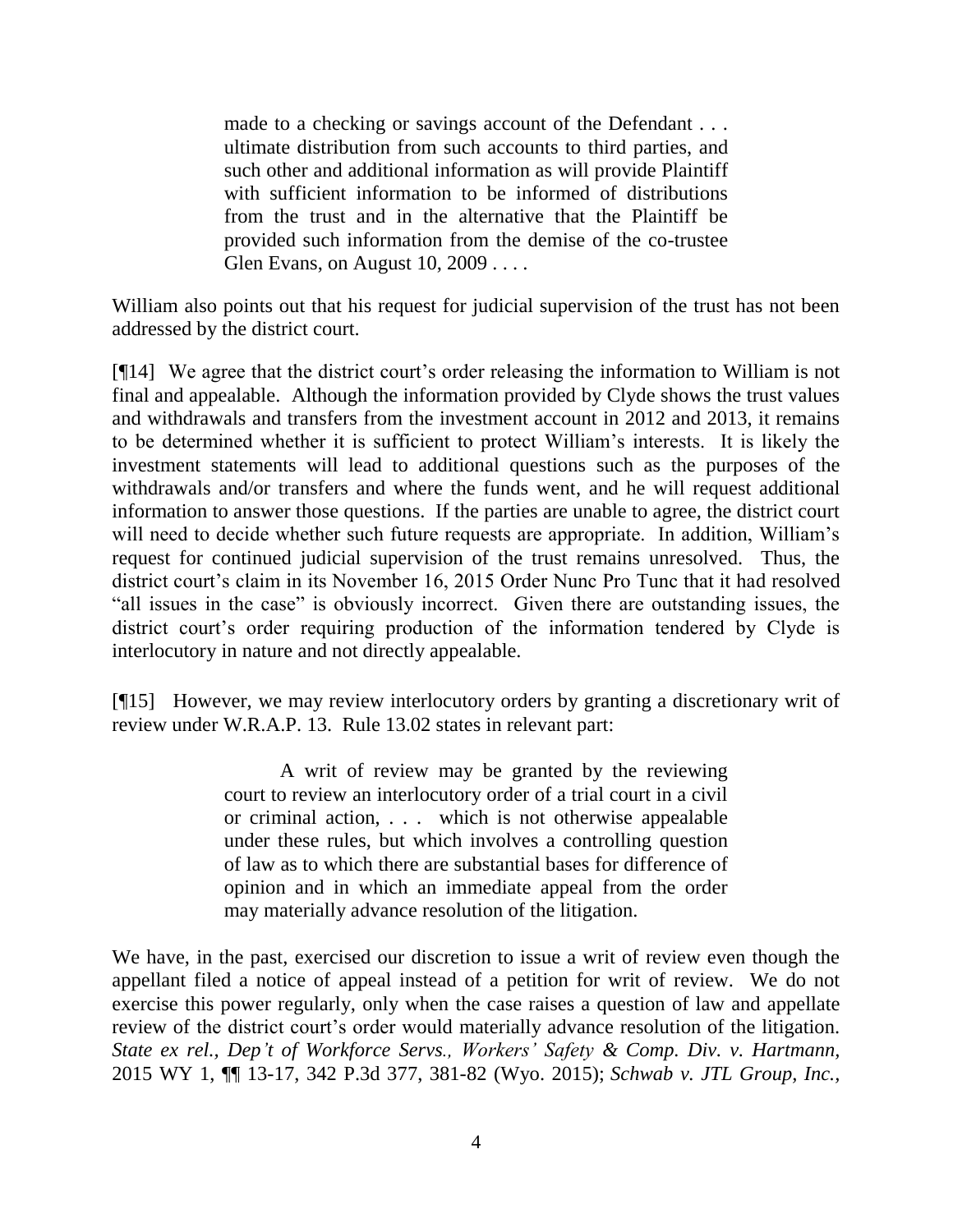> made to a checking or savings account of the Defendant . . . ultimate distribution from such accounts to third parties, and such other and additional information as will provide Plaintiff with sufficient information to be informed of distributions from the trust and in the alternative that the Plaintiff be provided such information from the demise of the co-trustee Glen Evans, on August 10, 2009 . . . .

William also points out that his request for judicial supervision of the trust has not been addressed by the district court.

[¶14] We agree that the district court's order releasing the information to William is not final and appealable. Although the information provided by Clyde shows the trust values and withdrawals and transfers from the investment account in 2012 and 2013, it remains to be determined whether it is sufficient to protect William's interests. It is likely the investment statements will lead to additional questions such as the purposes of the withdrawals and/or transfers and where the funds went, and he will request additional information to answer those questions. If the parties are unable to agree, the district court will need to decide whether such future requests are appropriate. In addition, William's request for continued judicial supervision of the trust remains unresolved. Thus, the district court's claim in its November 16, 2015 Order Nunc Pro Tunc that it had resolved "all issues in the case" is obviously incorrect. Given there are outstanding issues, the district court's order requiring production of the information tendered by Clyde is interlocutory in nature and not directly appealable.

[¶15] However, we may review interlocutory orders by granting a discretionary writ of review under W.R.A.P. 13. Rule 13.02 states in relevant part:

> A writ of review may be granted by the reviewing court to review an interlocutory order of a trial court in a civil or criminal action, . . . which is not otherwise appealable under these rules, but which involves a controlling question of law as to which there are substantial bases for difference of opinion and in which an immediate appeal from the order may materially advance resolution of the litigation.

We have, in the past, exercised our discretion to issue a writ of review even though the appellant filed a notice of appeal instead of a petition for writ of review. We do not exercise this power regularly, only when the case raises a question of law and appellate review of the district court's order would materially advance resolution of the litigation. *State ex rel., Dep't of Workforce Servs., Workers' Safety & Comp. Div. v. Hartmann*, 2015 WY 1, ¶¶ 13-17, 342 P.3d 377, 381-82 (Wyo. 2015); *Schwab v. JTL Group, Inc.*,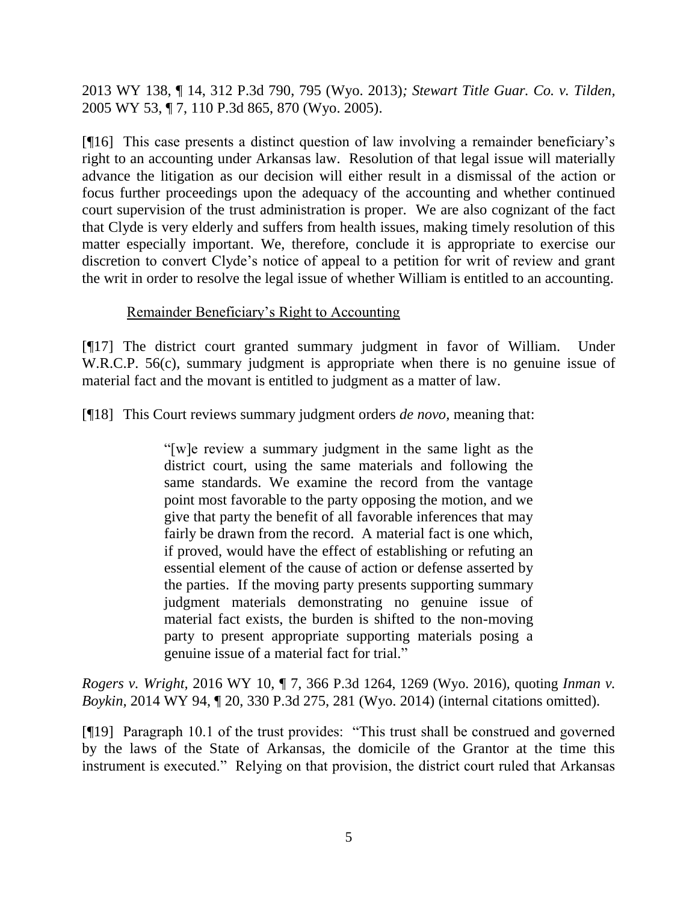2013 WY 138, ¶ 14, 312 P.3d 790, 795 (Wyo. 2013)*; Stewart Title Guar. Co. v. Tilden,* 2005 WY 53, ¶ 7, 110 P.3d 865, 870 (Wyo. 2005).

[¶16] This case presents a distinct question of law involving a remainder beneficiary's right to an accounting under Arkansas law. Resolution of that legal issue will materially advance the litigation as our decision will either result in a dismissal of the action or focus further proceedings upon the adequacy of the accounting and whether continued court supervision of the trust administration is proper. We are also cognizant of the fact that Clyde is very elderly and suffers from health issues, making timely resolution of this matter especially important. We, therefore, conclude it is appropriate to exercise our discretion to convert Clyde's notice of appeal to a petition for writ of review and grant the writ in order to resolve the legal issue of whether William is entitled to an accounting.

Remainder Beneficiary's Right to Accounting

[¶17] The district court granted summary judgment in favor of William. Under W.R.C.P. 56(c), summary judgment is appropriate when there is no genuine issue of material fact and the movant is entitled to judgment as a matter of law.

[¶18] This Court reviews summary judgment orders *de novo*, meaning that:

> "[w]e review a summary judgment in the same light as the district court, using the same materials and following the same standards. We examine the record from the vantage point most favorable to the party opposing the motion, and we give that party the benefit of all favorable inferences that may fairly be drawn from the record. A material fact is one which, if proved, would have the effect of establishing or refuting an essential element of the cause of action or defense asserted by the parties. If the moving party presents supporting summary judgment materials demonstrating no genuine issue of material fact exists, the burden is shifted to the non-moving party to present appropriate supporting materials posing a genuine issue of a material fact for trial."

*Rogers v. Wright,* 2016 WY 10, ¶ 7, 366 P.3d 1264, 1269 (Wyo. 2016), quoting *Inman v. Boykin,* 2014 WY 94, ¶ 20, 330 P.3d 275, 281 (Wyo. 2014) (internal citations omitted).

[¶19] Paragraph 10.1 of the trust provides: "This trust shall be construed and governed by the laws of the State of Arkansas, the domicile of the Grantor at the time this instrument is executed." Relying on that provision, the district court ruled that Arkansas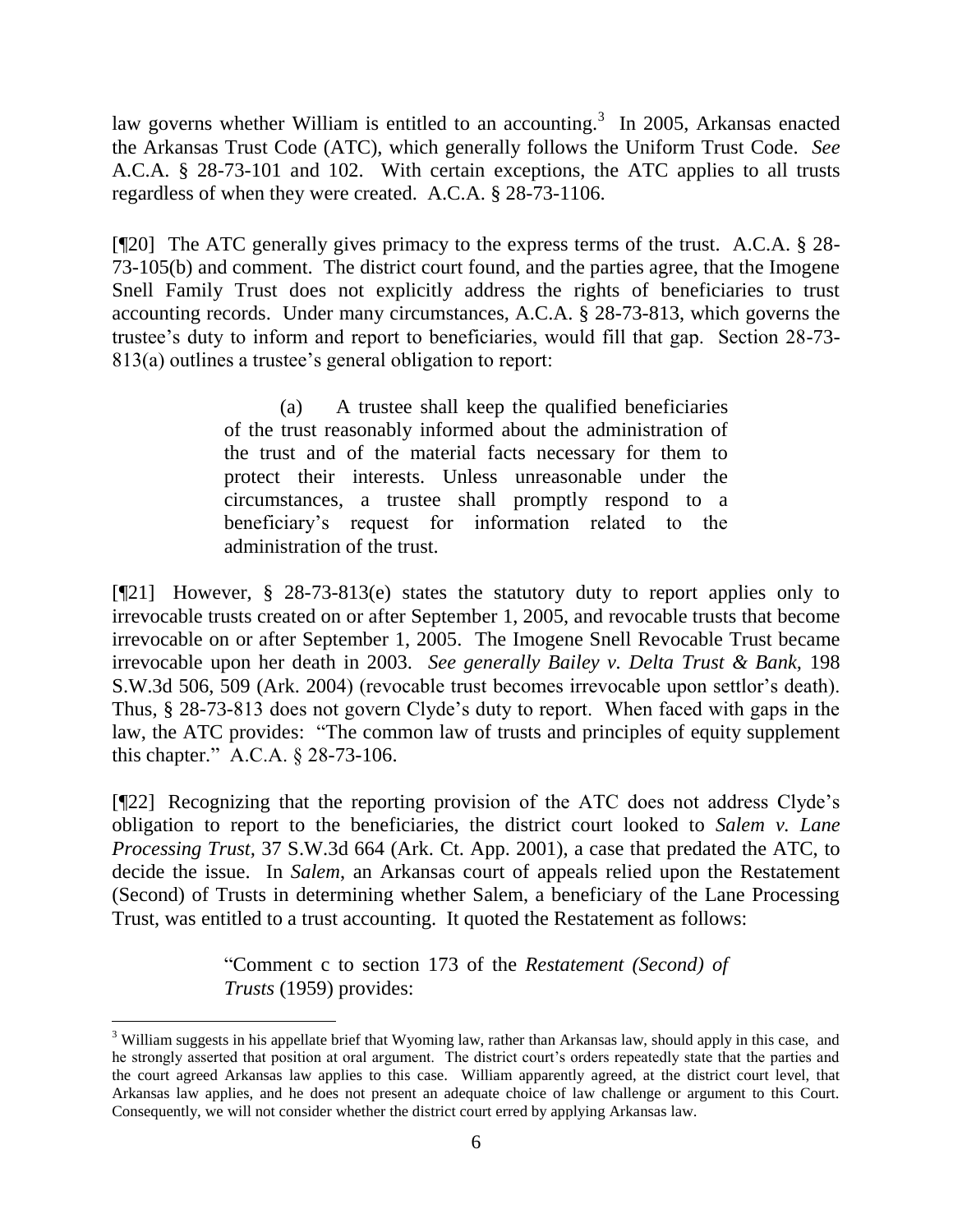law governs whether William is entitled to an accounting.[3] In 2005, Arkansas enacted the Arkansas Trust Code (ATC), which generally follows the Uniform Trust Code. *See* A.C.A. § 28-73-101 and 102. With certain exceptions, the ATC applies to all trusts regardless of when they were created. A.C.A. § 28-73-1106.

[¶20] The ATC generally gives primacy to the express terms of the trust. A.C.A. § 28-73-105(b) and comment. The district court found, and the parties agree, that the Imogene Snell Family Trust does not explicitly address the rights of beneficiaries to trust accounting records. Under many circumstances, A.C.A. § 28-73-813, which governs the trustee's duty to inform and report to beneficiaries, would fill that gap. Section 28-73-813(a) outlines a trustee's general obligation to report:

> (a) A trustee shall keep the qualified beneficiaries of the trust reasonably informed about the administration of the trust and of the material facts necessary for them to protect their interests. Unless unreasonable under the circumstances, a trustee shall promptly respond to a beneficiary's request for information related to the administration of the trust.

[¶21] However, § 28-73-813(e) states the statutory duty to report applies only to irrevocable trusts created on or after September 1, 2005, and revocable trusts that become irrevocable on or after September 1, 2005. The Imogene Snell Revocable Trust became irrevocable upon her death in 2003. *See generally Bailey v. Delta Trust & Bank,* 198 S.W.3d 506, 509 (Ark. 2004) (revocable trust becomes irrevocable upon settlor's death). Thus, § 28-73-813 does not govern Clyde's duty to report. When faced with gaps in the law, the ATC provides: "The common law of trusts and principles of equity supplement this chapter." A.C.A. § 28-73-106.

[¶22] Recognizing that the reporting provision of the ATC does not address Clyde's obligation to report to the beneficiaries, the district court looked to *Salem v. Lane Processing Trust,* 37 S.W.3d 664 (Ark. Ct. App. 2001), a case that predated the ATC, to decide the issue. In *Salem*, an Arkansas court of appeals relied upon the Restatement (Second) of Trusts in determining whether Salem, a beneficiary of the Lane Processing Trust, was entitled to a trust accounting. It quoted the Restatement as follows:

> "Comment c to section 173 of the *Restatement (Second) of Trusts* (1959) provides:

[3] William suggests in his appellate brief that Wyoming law, rather than Arkansas law, should apply in this case, and he strongly asserted that position at oral argument. The district court's orders repeatedly state that the parties and the court agreed Arkansas law applies to this case. William apparently agreed, at the district court level, that Arkansas law applies, and he does not present an adequate choice of law challenge or argument to this Court. Consequently, we will not consider whether the district court erred by applying Arkansas law.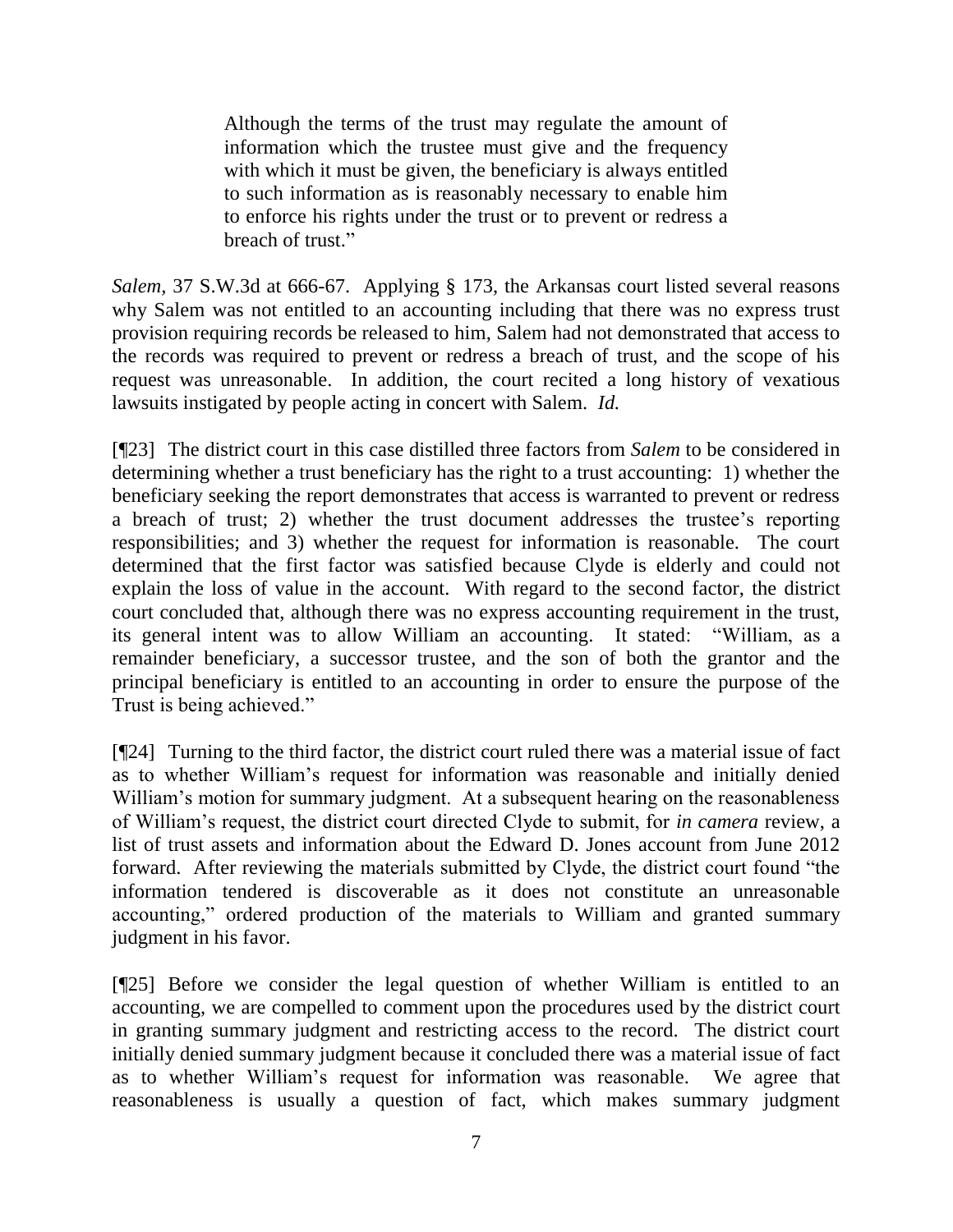> Although the terms of the trust may regulate the amount of information which the trustee must give and the frequency with which it must be given, the beneficiary is always entitled to such information as is reasonably necessary to enable him to enforce his rights under the trust or to prevent or redress a breach of trust."

*Salem*, 37 S.W.3d at 666-67. Applying § 173, the Arkansas court listed several reasons why Salem was not entitled to an accounting including that there was no express trust provision requiring records be released to him, Salem had not demonstrated that access to the records was required to prevent or redress a breach of trust, and the scope of his request was unreasonable. In addition, the court recited a long history of vexatious lawsuits instigated by people acting in concert with Salem. *Id.*

[¶23] The district court in this case distilled three factors from *Salem* to be considered in determining whether a trust beneficiary has the right to a trust accounting: 1) whether the beneficiary seeking the report demonstrates that access is warranted to prevent or redress a breach of trust; 2) whether the trust document addresses the trustee's reporting responsibilities; and 3) whether the request for information is reasonable. The court determined that the first factor was satisfied because Clyde is elderly and could not explain the loss of value in the account. With regard to the second factor, the district court concluded that, although there was no express accounting requirement in the trust, its general intent was to allow William an accounting. It stated: "William, as a remainder beneficiary, a successor trustee, and the son of both the grantor and the principal beneficiary is entitled to an accounting in order to ensure the purpose of the Trust is being achieved."

[¶24] Turning to the third factor, the district court ruled there was a material issue of fact as to whether William's request for information was reasonable and initially denied William's motion for summary judgment. At a subsequent hearing on the reasonableness of William's request, the district court directed Clyde to submit, for *in camera* review, a list of trust assets and information about the Edward D. Jones account from June 2012 forward. After reviewing the materials submitted by Clyde, the district court found "the information tendered is discoverable as it does not constitute an unreasonable accounting," ordered production of the materials to William and granted summary judgment in his favor.

[¶25] Before we consider the legal question of whether William is entitled to an accounting, we are compelled to comment upon the procedures used by the district court in granting summary judgment and restricting access to the record. The district court initially denied summary judgment because it concluded there was a material issue of fact as to whether William's request for information was reasonable. We agree that reasonableness is usually a question of fact, which makes summary judgment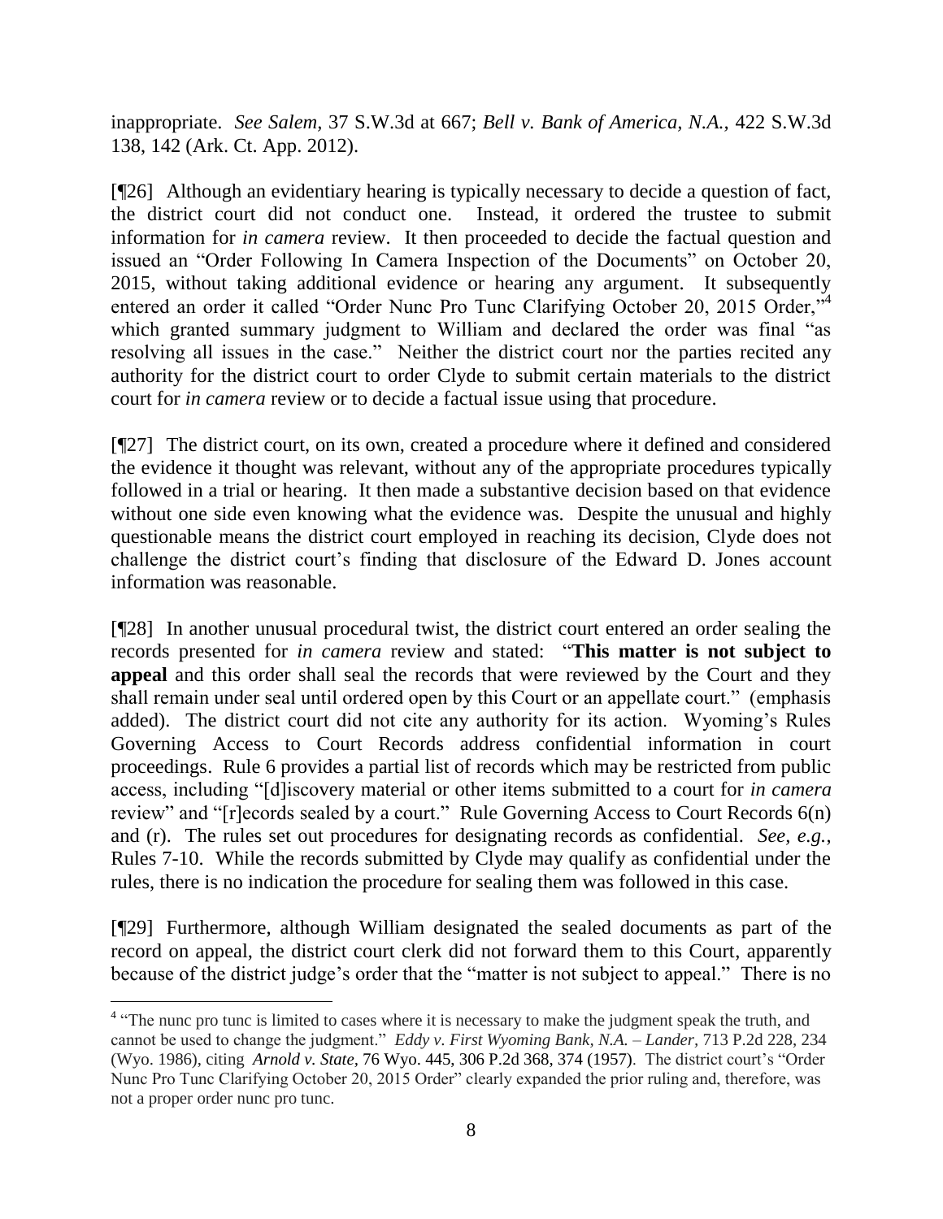inappropriate. *See Salem*, 37 S.W.3d at 667; *Bell v. Bank of America, N.A.*, 422 S.W.3d 138, 142 (Ark. Ct. App. 2012).

[¶26] Although an evidentiary hearing is typically necessary to decide a question of fact, the district court did not conduct one. Instead, it ordered the trustee to submit information for *in camera* review. It then proceeded to decide the factual question and issued an "Order Following In Camera Inspection of the Documents" on October 20, 2015, without taking additional evidence or hearing any argument. It subsequently entered an order it called "Order Nunc Pro Tunc Clarifying October 20, 2015 Order,"[4] which granted summary judgment to William and declared the order was final "as resolving all issues in the case." Neither the district court nor the parties recited any authority for the district court to order Clyde to submit certain materials to the district court for *in camera* review or to decide a factual issue using that procedure.

[¶27] The district court, on its own, created a procedure where it defined and considered the evidence it thought was relevant, without any of the appropriate procedures typically followed in a trial or hearing. It then made a substantive decision based on that evidence without one side even knowing what the evidence was. Despite the unusual and highly questionable means the district court employed in reaching its decision, Clyde does not challenge the district court's finding that disclosure of the Edward D. Jones account information was reasonable.

[¶28] In another unusual procedural twist, the district court entered an order sealing the records presented for *in camera* review and stated: "**This matter is not subject to appeal** and this order shall seal the records that were reviewed by the Court and they shall remain under seal until ordered open by this Court or an appellate court." (emphasis added). The district court did not cite any authority for its action. Wyoming's Rules Governing Access to Court Records address confidential information in court proceedings. Rule 6 provides a partial list of records which may be restricted from public access, including "[d]iscovery material or other items submitted to a court for *in camera* review" and "[r]ecords sealed by a court." Rule Governing Access to Court Records 6(n) and (r). The rules set out procedures for designating records as confidential. *See, e.g.*, Rules 7-10. While the records submitted by Clyde may qualify as confidential under the rules, there is no indication the procedure for sealing them was followed in this case.

[¶29] Furthermore, although William designated the sealed documents as part of the record on appeal, the district court clerk did not forward them to this Court, apparently because of the district judge's order that the "matter is not subject to appeal." There is no

---

[4] "The nunc pro tunc is limited to cases where it is necessary to make the judgment speak the truth, and cannot be used to change the judgment." *Eddy v. First Wyoming Bank, N.A. – Lander*, 713 P.2d 228, 234 (Wyo. 1986), citing *Arnold v. State*, 76 Wyo. 445, 306 P.2d 368, 374 (1957). The district court's "Order Nunc Pro Tunc Clarifying October 20, 2015 Order" clearly expanded the prior ruling and, therefore, was not a proper order nunc pro tunc.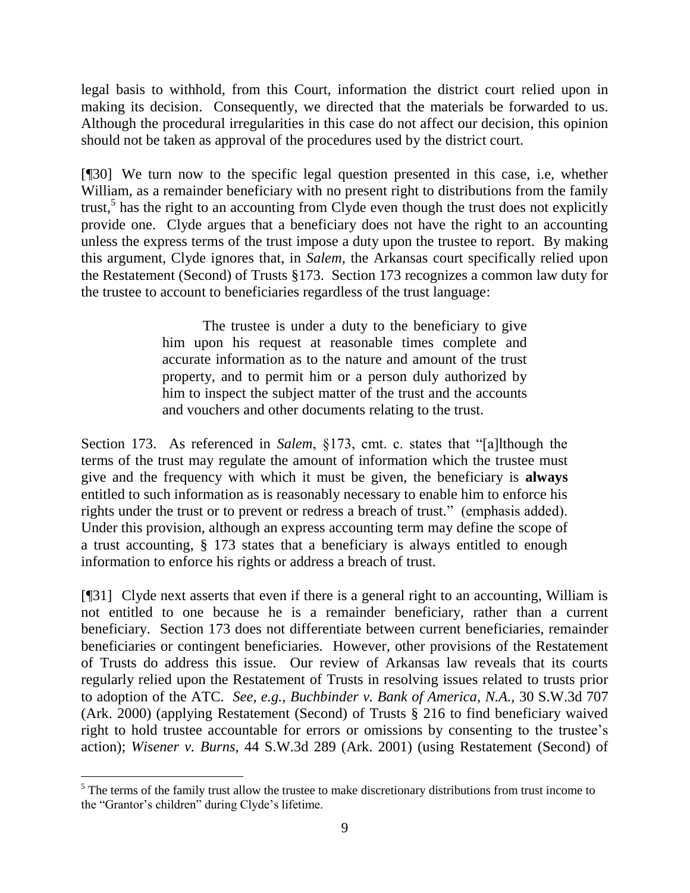legal basis to withhold, from this Court, information the district court relied upon in making its decision. Consequently, we directed that the materials be forwarded to us. Although the procedural irregularities in this case do not affect our decision, this opinion should not be taken as approval of the procedures used by the district court.

[¶30] We turn now to the specific legal question presented in this case, i.e, whether William, as a remainder beneficiary with no present right to distributions from the family trust,[5] has the right to an accounting from Clyde even though the trust does not explicitly provide one. Clyde argues that a beneficiary does not have the right to an accounting unless the express terms of the trust impose a duty upon the trustee to report. By making this argument, Clyde ignores that, in *Salem*, the Arkansas court specifically relied upon the Restatement (Second) of Trusts §173. Section 173 recognizes a common law duty for the trustee to account to beneficiaries regardless of the trust language:

> The trustee is under a duty to the beneficiary to give him upon his request at reasonable times complete and accurate information as to the nature and amount of the trust property, and to permit him or a person duly authorized by him to inspect the subject matter of the trust and the accounts and vouchers and other documents relating to the trust.

Section 173. As referenced in *Salem*, §173, cmt. c. states that "[a]lthough the terms of the trust may regulate the amount of information which the trustee must give and the frequency with which it must be given, the beneficiary is **always** entitled to such information as is reasonably necessary to enable him to enforce his rights under the trust or to prevent or redress a breach of trust." (emphasis added). Under this provision, although an express accounting term may define the scope of a trust accounting, § 173 states that a beneficiary is always entitled to enough information to enforce his rights or address a breach of trust.

[¶31] Clyde next asserts that even if there is a general right to an accounting, William is not entitled to one because he is a remainder beneficiary, rather than a current beneficiary. Section 173 does not differentiate between current beneficiaries, remainder beneficiaries or contingent beneficiaries. However, other provisions of the Restatement of Trusts do address this issue. Our review of Arkansas law reveals that its courts regularly relied upon the Restatement of Trusts in resolving issues related to trusts prior to adoption of the ATC. *See, e.g.*, *Buchbinder v. Bank of America, N.A.*, 30 S.W.3d 707 (Ark. 2000) (applying Restatement (Second) of Trusts § 216 to find beneficiary waived right to hold trustee accountable for errors or omissions by consenting to the trustee's action); *Wisener v. Burns*, 44 S.W.3d 289 (Ark. 2001) (using Restatement (Second) of

---

[5] The terms of the family trust allow the trustee to make discretionary distributions from trust income to the "Grantor's children" during Clyde's lifetime.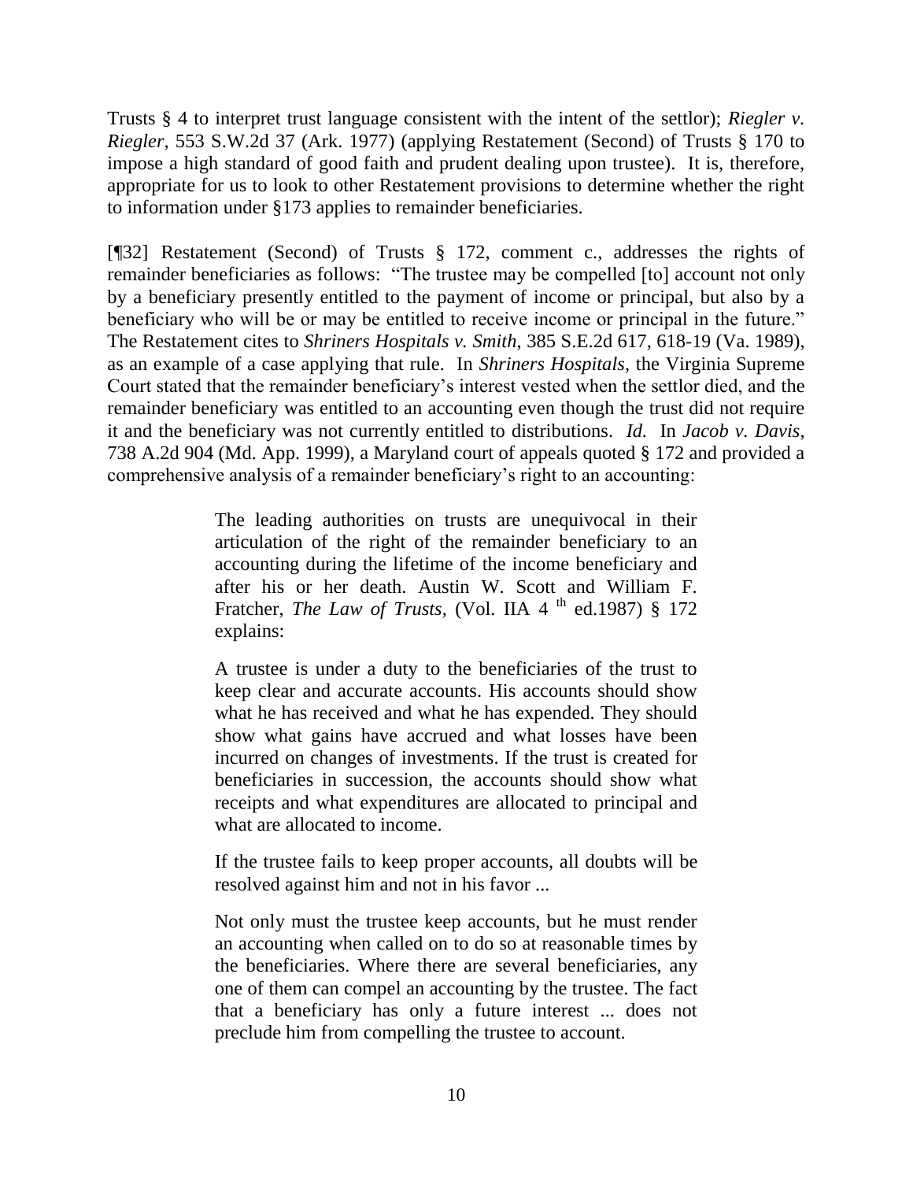Trusts § 4 to interpret trust language consistent with the intent of the settlor); *Riegler v. Riegler*, 553 S.W.2d 37 (Ark. 1977) (applying Restatement (Second) of Trusts § 170 to impose a high standard of good faith and prudent dealing upon trustee). It is, therefore, appropriate for us to look to other Restatement provisions to determine whether the right to information under §173 applies to remainder beneficiaries.

[¶32] Restatement (Second) of Trusts § 172, comment c., addresses the rights of remainder beneficiaries as follows: "The trustee may be compelled [to] account not only by a beneficiary presently entitled to the payment of income or principal, but also by a beneficiary who will be or may be entitled to receive income or principal in the future." The Restatement cites to *Shriners Hospitals v. Smith*, 385 S.E.2d 617, 618-19 (Va. 1989), as an example of a case applying that rule. In *Shriners Hospitals*, the Virginia Supreme Court stated that the remainder beneficiary's interest vested when the settlor died, and the remainder beneficiary was entitled to an accounting even though the trust did not require it and the beneficiary was not currently entitled to distributions. *Id.* In *Jacob v. Davis*, 738 A.2d 904 (Md. App. 1999), a Maryland court of appeals quoted § 172 and provided a comprehensive analysis of a remainder beneficiary's right to an accounting:

> The leading authorities on trusts are unequivocal in their articulation of the right of the remainder beneficiary to an accounting during the lifetime of the income beneficiary and after his or her death. Austin W. Scott and William F. Fratcher, *The Law of Trusts*, (Vol. IIA 4th ed.1987) § 172 explains:
>
> A trustee is under a duty to the beneficiaries of the trust to keep clear and accurate accounts. His accounts should show what he has received and what he has expended. They should show what gains have accrued and what losses have been incurred on changes of investments. If the trust is created for beneficiaries in succession, the accounts should show what receipts and what expenditures are allocated to principal and what are allocated to income.
>
> If the trustee fails to keep proper accounts, all doubts will be resolved against him and not in his favor ...
>
> Not only must the trustee keep accounts, but he must render an accounting when called on to do so at reasonable times by the beneficiaries. Where there are several beneficiaries, any one of them can compel an accounting by the trustee. The fact that a beneficiary has only a future interest ... does not preclude him from compelling the trustee to account.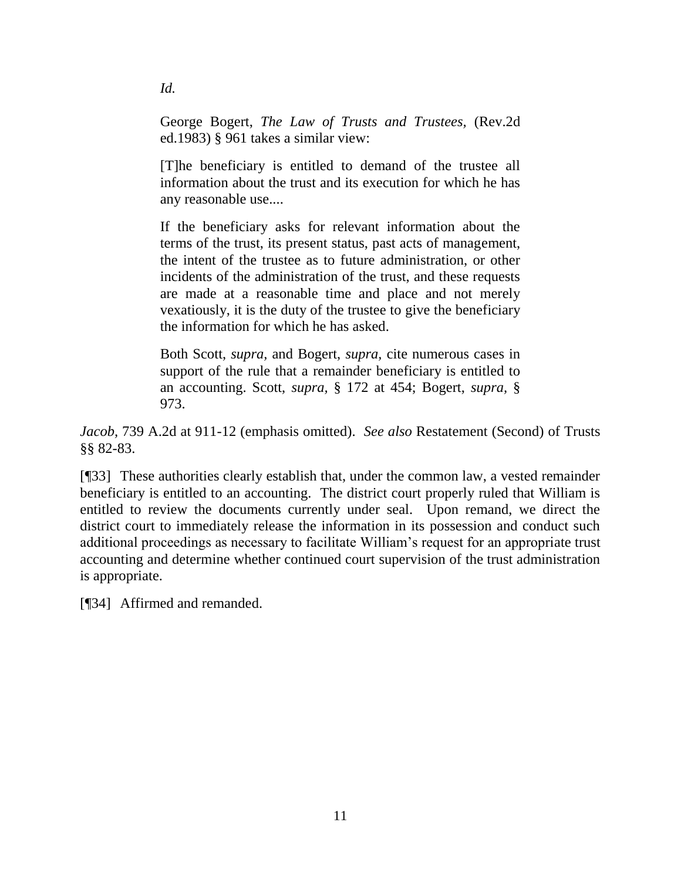> *Id.*
>
> George Bogert, *The Law of Trusts and Trustees,* (Rev.2d ed.1983) § 961 takes a similar view:
>
> [T]he beneficiary is entitled to demand of the trustee all information about the trust and its execution for which he has any reasonable use....
>
> If the beneficiary asks for relevant information about the terms of the trust, its present status, past acts of management, the intent of the trustee as to future administration, or other incidents of the administration of the trust, and these requests are made at a reasonable time and place and not merely vexatiously, it is the duty of the trustee to give the beneficiary the information for which he has asked.
>
> Both Scott, *supra*, and Bogert, *supra*, cite numerous cases in support of the rule that a remainder beneficiary is entitled to an accounting. Scott, *supra,* § 172 at 454; Bogert, *supra,* § 973.

*Jacob,* 739 A.2d at 911-12 (emphasis omitted). *See also* Restatement (Second) of Trusts §§ 82-83.

[¶33] These authorities clearly establish that, under the common law, a vested remainder beneficiary is entitled to an accounting. The district court properly ruled that William is entitled to review the documents currently under seal. Upon remand, we direct the district court to immediately release the information in its possession and conduct such additional proceedings as necessary to facilitate William's request for an appropriate trust accounting and determine whether continued court supervision of the trust administration is appropriate.

[¶34] Affirmed and remanded.